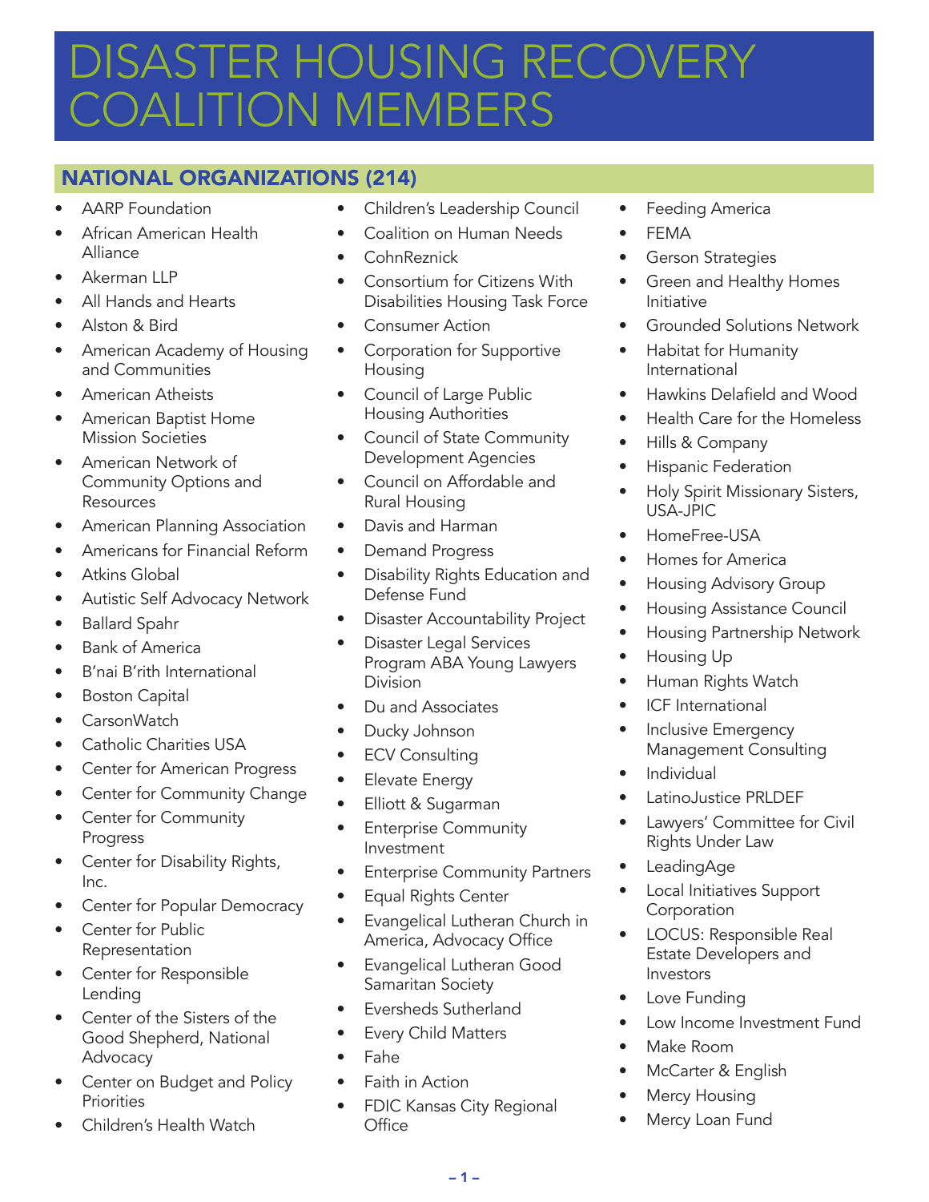# DISASTER HOUSING RECOVERY COALITION MEMBERS

## NATIONAL ORGANIZATIONS (214)

- AARP Foundation
- African American Health Alliance
- Akerman LLP
- All Hands and Hearts
- Alston & Bird
- American Academy of Housing and Communities
- American Atheists
- American Baptist Home Mission Societies
- American Network of Community Options and Resources
- American Planning Association
- Americans for Financial Reform
- Atkins Global
- Autistic Self Advocacy Network
- Ballard Spahr
- Bank of America
- B'nai B'rith International
- Boston Capital
- CarsonWatch
- Catholic Charities USA
- Center for American Progress
- Center for Community Change
- Center for Community Progress
- Center for Disability Rights, Inc.
- Center for Popular Democracy
- Center for Public Representation
- Center for Responsible Lending
- Center of the Sisters of the Good Shepherd, National Advocacy
- Center on Budget and Policy Priorities
- Children's Health Watch
- Children's Leadership Council
- Coalition on Human Needs
- CohnReznick
- Consortium for Citizens With Disabilities Housing Task Force
- Consumer Action
- Corporation for Supportive Housing
- Council of Large Public Housing Authorities
- Council of State Community Development Agencies
- Council on Affordable and Rural Housing
- Davis and Harman
- Demand Progress
- Disability Rights Education and Defense Fund
- Disaster Accountability Project
- Disaster Legal Services Program ABA Young Lawyers Division
- Du and Associates
- Ducky Johnson
- ECV Consulting
- Elevate Energy
- Elliott & Sugarman
- Enterprise Community Investment
- Enterprise Community Partners
- Equal Rights Center
- Evangelical Lutheran Church in America, Advocacy Office
- Evangelical Lutheran Good Samaritan Society
- Eversheds Sutherland
- Every Child Matters
- Fahe
- Faith in Action
- FDIC Kansas City Regional Office
- Feeding America
- FEMA
- Gerson Strategies
- Green and Healthy Homes Initiative
- Grounded Solutions Network
- Habitat for Humanity International
- Hawkins Delafield and Wood
- Health Care for the Homeless
- Hills & Company
- Hispanic Federation
- Holy Spirit Missionary Sisters, USA-JPIC
- HomeFree-USA
- Homes for America
- Housing Advisory Group
- Housing Assistance Council
- Housing Partnership Network
- Housing Up
- Human Rights Watch
- ICF International
- Inclusive Emergency Management Consulting
- Individual
- LatinoJustice PRLDEF
- Lawyers' Committee for Civil Rights Under Law
- LeadingAge
- Local Initiatives Support Corporation
- LOCUS: Responsible Real Estate Developers and Investors
- Love Funding
- Low Income Investment Fund
- Make Room
- McCarter & English
- Mercy Housing
- Mercy Loan Fund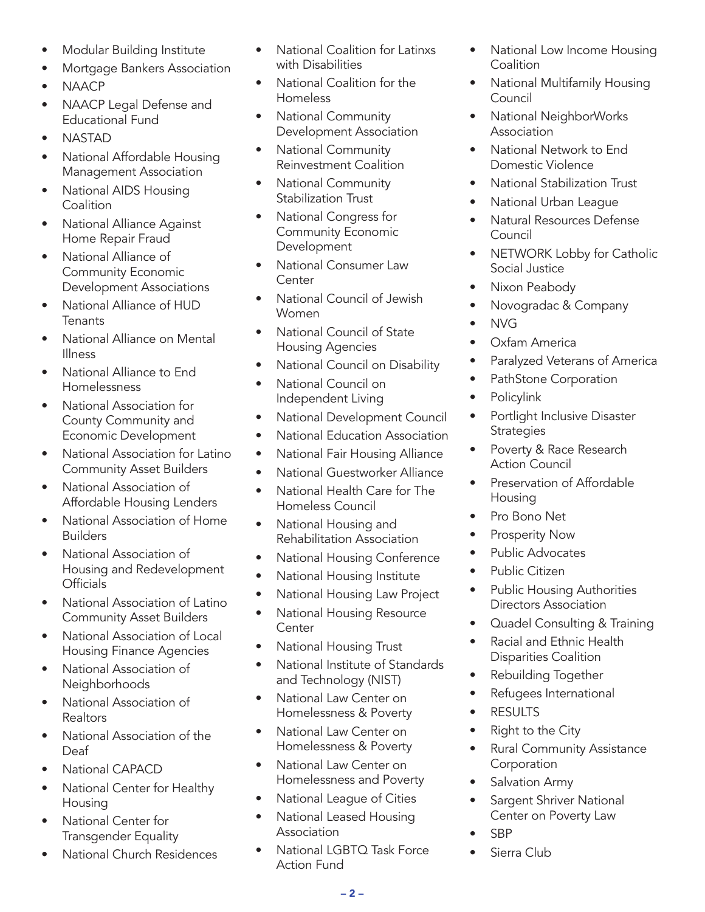- Modular Building Institute
- Mortgage Bankers Association
- NAACP
- NAACP Legal Defense and Educational Fund
- NASTAD
- National Affordable Housing Management Association
- National AIDS Housing Coalition
- National Alliance Against Home Repair Fraud
- National Alliance of Community Economic Development Associations
- National Alliance of HUD Tenants
- National Alliance on Mental Illness
- National Alliance to End Homelessness
- National Association for County Community and Economic Development
- National Association for Latino Community Asset Builders
- National Association of Affordable Housing Lenders
- National Association of Home Builders
- National Association of Housing and Redevelopment Officials
- National Association of Latino Community Asset Builders
- National Association of Local Housing Finance Agencies
- National Association of Neighborhoods
- National Association of Realtors
- National Association of the Deaf
- National CAPACD
- National Center for Healthy Housing
- National Center for Transgender Equality
- National Church Residences
- National Coalition for Latinxs with Disabilities
- National Coalition for the Homeless
- National Community Development Association
- National Community Reinvestment Coalition
- National Community Stabilization Trust
- National Congress for Community Economic Development
- National Consumer Law Center
- National Council of Jewish Women
- National Council of State Housing Agencies
- National Council on Disability
- National Council on Independent Living
- National Development Council
- National Education Association
- National Fair Housing Alliance
- National Guestworker Alliance
- National Health Care for The Homeless Council
- National Housing and Rehabilitation Association
- National Housing Conference
- National Housing Institute
- National Housing Law Project
- National Housing Resource Center
- National Housing Trust
- National Institute of Standards and Technology (NIST)
- National Law Center on Homelessness & Poverty
- National Law Center on Homelessness & Poverty
- National Law Center on Homelessness and Poverty
- National League of Cities
- National Leased Housing Association
- National LGBTQ Task Force Action Fund
- National Low Income Housing Coalition
- National Multifamily Housing Council
- National NeighborWorks Association
- National Network to End Domestic Violence
- National Stabilization Trust
- National Urban League
- Natural Resources Defense Council
- NETWORK Lobby for Catholic Social Justice
- Nixon Peabody
- Novogradac & Company
- NVG
- Oxfam America
- Paralyzed Veterans of America
- PathStone Corporation
- Policylink
- Portlight Inclusive Disaster Strategies
- Poverty & Race Research Action Council
- Preservation of Affordable Housing
- Pro Bono Net
- Prosperity Now
- Public Advocates
- Public Citizen
- Public Housing Authorities Directors Association
- Quadel Consulting & Training
- Racial and Ethnic Health Disparities Coalition
- Rebuilding Together
- Refugees International
- RESULTS
- Right to the City
- Rural Community Assistance Corporation
- Salvation Army
- Sargent Shriver National Center on Poverty Law
- SBP
- Sierra Club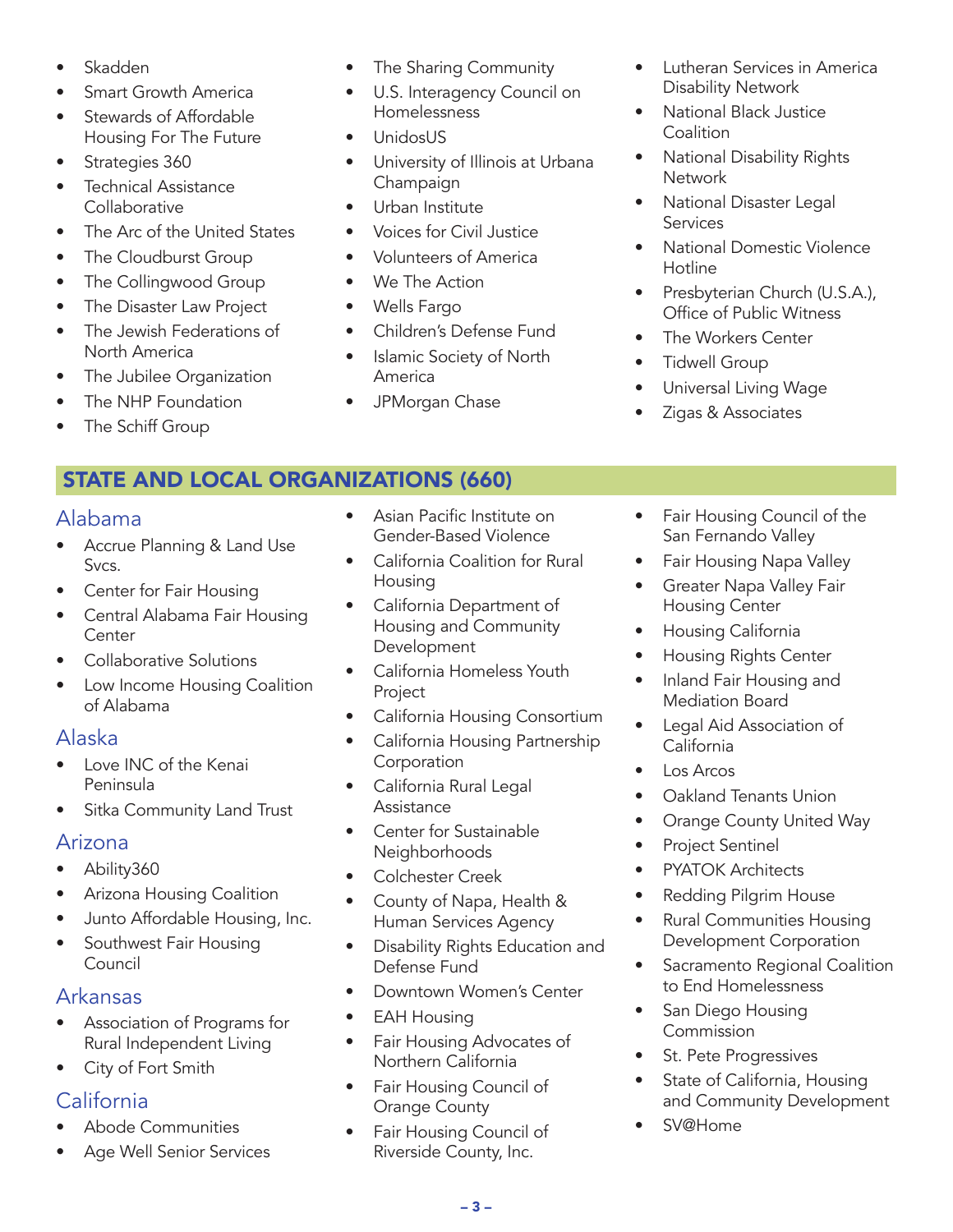- Skadden
- Smart Growth America
- Stewards of Affordable Housing For The Future
- Strategies 360
- Technical Assistance Collaborative
- The Arc of the United States
- The Cloudburst Group
- The Collingwood Group
- The Disaster Law Project
- The Jewish Federations of North America
- The Jubilee Organization
- The NHP Foundation
- The Schiff Group
- The Sharing Community
- U.S. Interagency Council on Homelessness
- UnidosUS
- University of Illinois at Urbana Champaign
- Urban Institute
- Voices for Civil Justice
- Volunteers of America
- We The Action
- Wells Fargo
- Children's Defense Fund
- Islamic Society of North America
- JPMorgan Chase
- Lutheran Services in America Disability Network
- National Black Justice Coalition
- National Disability Rights Network
- National Disaster Legal Services
- National Domestic Violence Hotline
- Presbyterian Church (U.S.A.), Office of Public Witness
- The Workers Center
- Tidwell Group
- Universal Living Wage
- Zigas & Associates

## STATE AND LOCAL ORGANIZATIONS (660)

### Alabama

- Accrue Planning & Land Use Svcs.
- Center for Fair Housing
- Central Alabama Fair Housing Center
- Collaborative Solutions
- Low Income Housing Coalition of Alabama

### Alaska

- Love INC of the Kenai Peninsula
- Sitka Community Land Trust

### Arizona

- Ability360
- Arizona Housing Coalition
- Junto Affordable Housing, Inc.
- Southwest Fair Housing Council

### Arkansas

- Association of Programs for Rural Independent Living
- City of Fort Smith

### California

- Abode Communities
- Age Well Senior Services
- Asian Pacific Institute on Gender-Based Violence
- California Coalition for Rural Housing
- California Department of Housing and Community Development
- California Homeless Youth Project
- California Housing Consortium
- California Housing Partnership Corporation
- California Rural Legal Assistance
- Center for Sustainable Neighborhoods
- Colchester Creek
- County of Napa, Health & Human Services Agency
- Disability Rights Education and Defense Fund
- Downtown Women's Center
- EAH Housing
- Fair Housing Advocates of Northern California
- Fair Housing Council of Orange County
- Fair Housing Council of Riverside County, Inc.
- Fair Housing Council of the San Fernando Valley
- Fair Housing Napa Valley
- Greater Napa Valley Fair Housing Center
- Housing California
- Housing Rights Center
- Inland Fair Housing and Mediation Board
- Legal Aid Association of California
- Los Arcos
- Oakland Tenants Union
- Orange County United Way
- Project Sentinel
- PYATOK Architects
- Redding Pilgrim House
- Rural Communities Housing Development Corporation
- Sacramento Regional Coalition to End Homelessness
- San Diego Housing Commission
- St. Pete Progressives
- State of California, Housing and Community Development
- SV@Home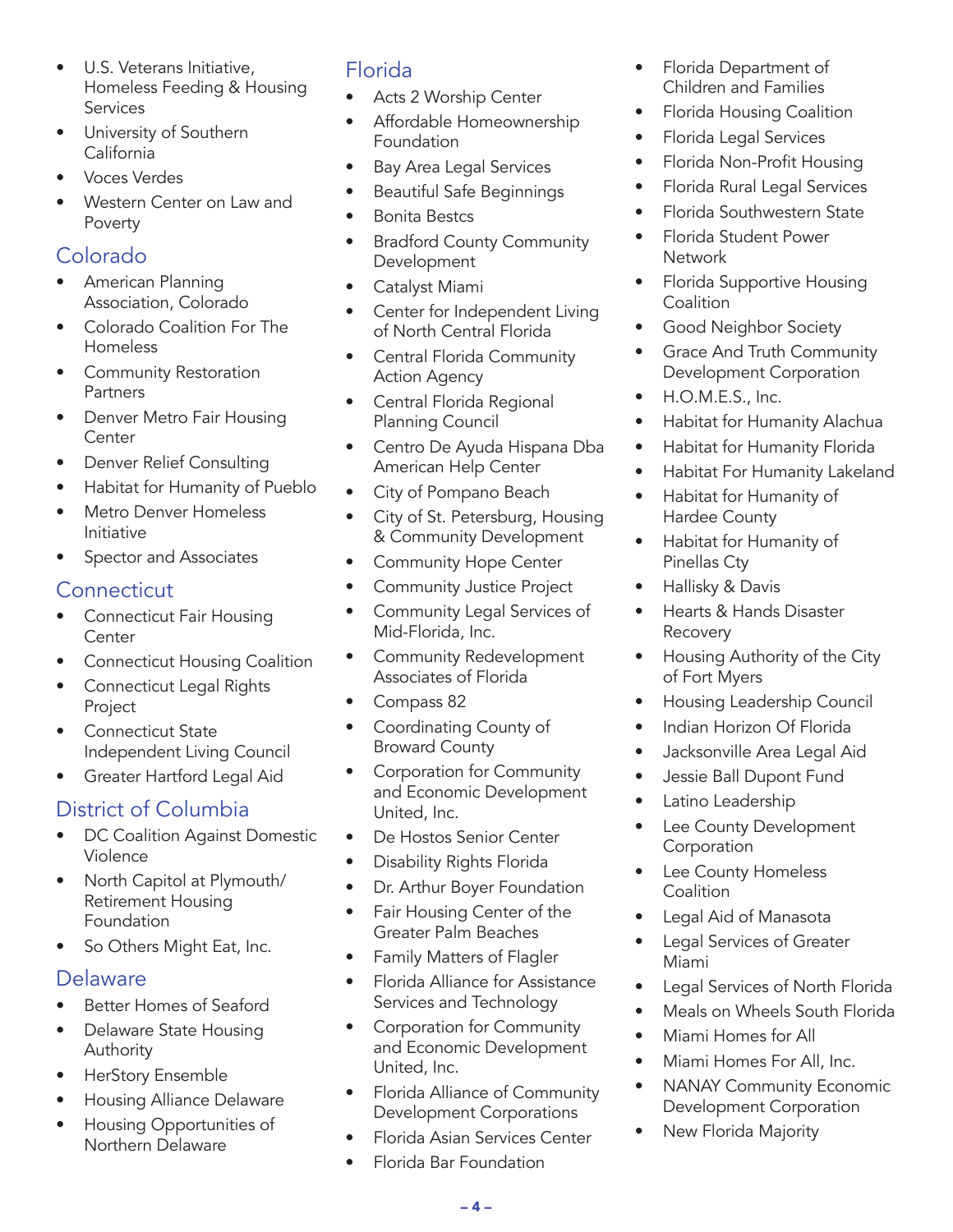- U.S. Veterans Initiative, Homeless Feeding & Housing Services
- University of Southern California
- Voces Verdes
- Western Center on Law and Poverty

## Colorado

- American Planning Association, Colorado
- Colorado Coalition For The Homeless
- Community Restoration Partners
- Denver Metro Fair Housing Center
- Denver Relief Consulting
- Habitat for Humanity of Pueblo
- Metro Denver Homeless Initiative
- Spector and Associates

## Connecticut

- Connecticut Fair Housing Center
- Connecticut Housing Coalition
- Connecticut Legal Rights Project
- Connecticut State Independent Living Council
- Greater Hartford Legal Aid

## District of Columbia

- DC Coalition Against Domestic Violence
- North Capitol at Plymouth/ Retirement Housing Foundation
- So Others Might Eat, Inc.

## Delaware

- Better Homes of Seaford
- Delaware State Housing Authority
- HerStory Ensemble
- Housing Alliance Delaware
- Housing Opportunities of Northern Delaware

## Florida

- Acts 2 Worship Center
- Affordable Homeownership Foundation
- Bay Area Legal Services
- Beautiful Safe Beginnings
- Bonita Bestcs
- Bradford County Community Development
- Catalyst Miami
- Center for Independent Living of North Central Florida
- Central Florida Community Action Agency
- Central Florida Regional Planning Council
- Centro De Ayuda Hispana Dba American Help Center
- City of Pompano Beach
- City of St. Petersburg, Housing & Community Development
- Community Hope Center
- Community Justice Project
- Community Legal Services of Mid-Florida, Inc.
- Community Redevelopment Associates of Florida
- Compass 82
- Coordinating County of Broward County
- Corporation for Community and Economic Development United, Inc.
- De Hostos Senior Center
- Disability Rights Florida
- Dr. Arthur Boyer Foundation
- Fair Housing Center of the Greater Palm Beaches
- Family Matters of Flagler
- Florida Alliance for Assistance Services and Technology
- Corporation for Community and Economic Development United, Inc.
- Florida Alliance of Community Development Corporations
- Florida Asian Services Center
- Florida Bar Foundation
- Florida Department of Children and Families
- Florida Housing Coalition
- Florida Legal Services
- Florida Non-Profit Housing
- Florida Rural Legal Services
- Florida Southwestern State
- Florida Student Power Network
- Florida Supportive Housing Coalition
- Good Neighbor Society
- Grace And Truth Community Development Corporation
- H.O.M.E.S., Inc.
- Habitat for Humanity Alachua
- Habitat for Humanity Florida
- Habitat For Humanity Lakeland
- Habitat for Humanity of Hardee County
- Habitat for Humanity of Pinellas Cty
- Hallisky & Davis
- Hearts & Hands Disaster Recovery
- Housing Authority of the City of Fort Myers
- Housing Leadership Council
- Indian Horizon Of Florida
- Jacksonville Area Legal Aid
- Jessie Ball Dupont Fund
- Latino Leadership
- Lee County Development Corporation
- Lee County Homeless Coalition
- Legal Aid of Manasota
- Legal Services of Greater Miami
- Legal Services of North Florida
- Meals on Wheels South Florida
- Miami Homes for All
- Miami Homes For All, Inc.
- NANAY Community Economic Development Corporation
- New Florida Majority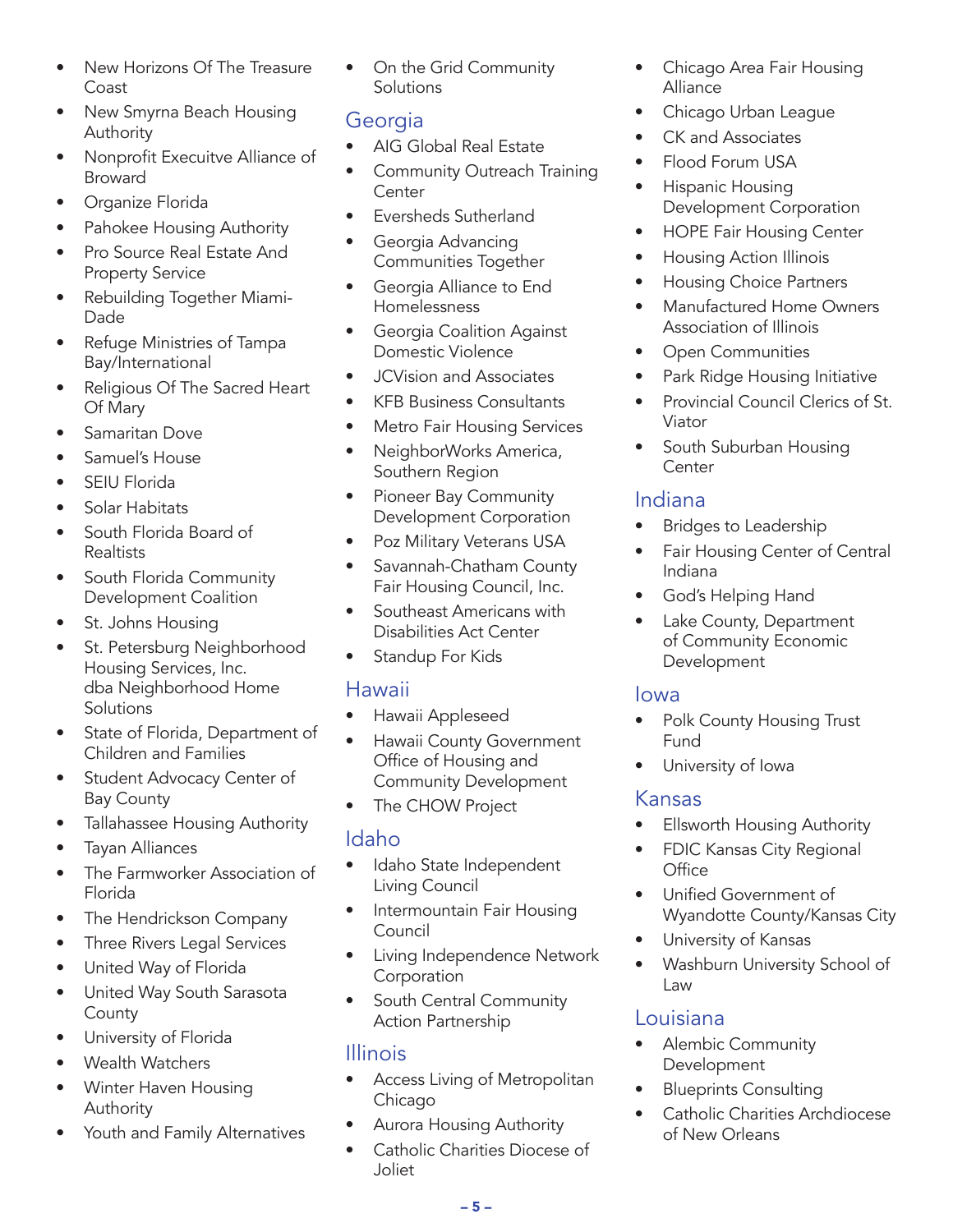- New Horizons Of The Treasure Coast
- New Smyrna Beach Housing Authority
- Nonprofit Execuitve Alliance of Broward
- Organize Florida
- Pahokee Housing Authority
- Pro Source Real Estate And Property Service
- Rebuilding Together Miami-Dade
- Refuge Ministries of Tampa Bay/International
- Religious Of The Sacred Heart Of Mary
- Samaritan Dove
- Samuel's House
- SEIU Florida
- Solar Habitats
- South Florida Board of Realtists
- South Florida Community Development Coalition
- St. Johns Housing
- St. Petersburg Neighborhood Housing Services, Inc. dba Neighborhood Home Solutions
- State of Florida, Department of Children and Families
- Student Advocacy Center of Bay County
- Tallahassee Housing Authority
- Tayan Alliances
- The Farmworker Association of Florida
- The Hendrickson Company
- Three Rivers Legal Services
- United Way of Florida
- United Way South Sarasota County
- University of Florida
- Wealth Watchers
- Winter Haven Housing Authority
- Youth and Family Alternatives
- On the Grid Community Solutions

## Georgia

- AIG Global Real Estate
- Community Outreach Training Center
- Eversheds Sutherland
- Georgia Advancing Communities Together
- Georgia Alliance to End Homelessness
- Georgia Coalition Against Domestic Violence
- JCVision and Associates
- KFB Business Consultants
- Metro Fair Housing Services
- NeighborWorks America, Southern Region
- Pioneer Bay Community Development Corporation
- Poz Military Veterans USA
- Savannah-Chatham County Fair Housing Council, Inc.
- Southeast Americans with Disabilities Act Center
- Standup For Kids

## Hawaii

- Hawaii Appleseed
- Hawaii County Government Office of Housing and Community Development
- The CHOW Project

## Idaho

- Idaho State Independent Living Council
- Intermountain Fair Housing Council
- Living Independence Network Corporation
- South Central Community Action Partnership

## Illinois

- Access Living of Metropolitan Chicago
- Aurora Housing Authority
- Catholic Charities Diocese of Joliet
- Chicago Area Fair Housing Alliance
- Chicago Urban League
- CK and Associates
- Flood Forum USA
- Hispanic Housing Development Corporation
- HOPE Fair Housing Center
- Housing Action Illinois
- Housing Choice Partners
- Manufactured Home Owners Association of Illinois
- Open Communities
- Park Ridge Housing Initiative
- Provincial Council Clerics of St. Viator
- South Suburban Housing Center

## Indiana

- Bridges to Leadership
- Fair Housing Center of Central Indiana
- God's Helping Hand
- Lake County, Department of Community Economic Development

## Iowa

- Polk County Housing Trust Fund
- University of Iowa

## Kansas

- Ellsworth Housing Authority
- FDIC Kansas City Regional Office
- Unified Government of Wyandotte County/Kansas City
- University of Kansas
- Washburn University School of Law

## Louisiana

- Alembic Community Development
- Blueprints Consulting
- Catholic Charities Archdiocese of New Orleans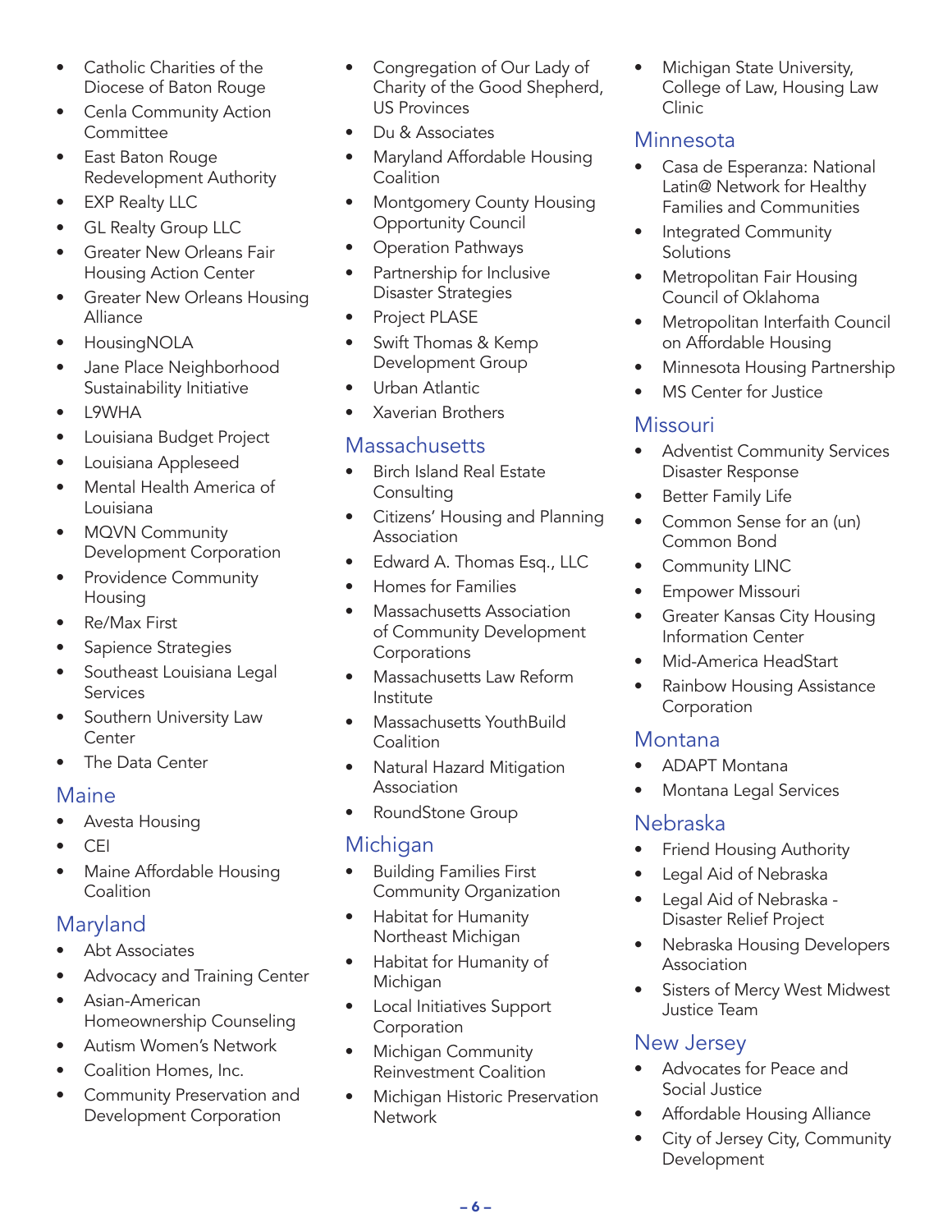- Catholic Charities of the Diocese of Baton Rouge
- Cenla Community Action Committee
- East Baton Rouge Redevelopment Authority
- EXP Realty LLC
- GL Realty Group LLC
- Greater New Orleans Fair Housing Action Center
- Greater New Orleans Housing Alliance
- HousingNOLA
- Jane Place Neighborhood Sustainability Initiative
- L9WHA
- Louisiana Budget Project
- Louisiana Appleseed
- Mental Health America of Louisiana
- MQVN Community Development Corporation
- Providence Community Housing
- Re/Max First
- Sapience Strategies
- Southeast Louisiana Legal Services
- Southern University Law Center
- The Data Center

## Maine

- Avesta Housing
- CEI
- Maine Affordable Housing Coalition

## Maryland

- Abt Associates
- Advocacy and Training Center
- Asian-American Homeownership Counseling
- Autism Women's Network
- Coalition Homes, Inc.
- Community Preservation and Development Corporation
- Congregation of Our Lady of Charity of the Good Shepherd, US Provinces
- Du & Associates
- Maryland Affordable Housing Coalition
- Montgomery County Housing Opportunity Council
- Operation Pathways
- Partnership for Inclusive Disaster Strategies
- Project PLASE
- Swift Thomas & Kemp Development Group
- Urban Atlantic
- Xaverian Brothers

## Massachusetts

- Birch Island Real Estate Consulting
- Citizens' Housing and Planning Association
- Edward A. Thomas Esq., LLC
- Homes for Families
- Massachusetts Association of Community Development Corporations
- Massachusetts Law Reform Institute
- Massachusetts YouthBuild Coalition
- Natural Hazard Mitigation Association
- RoundStone Group

## Michigan

- Building Families First Community Organization
- Habitat for Humanity Northeast Michigan
- Habitat for Humanity of Michigan
- Local Initiatives Support Corporation
- Michigan Community Reinvestment Coalition
- Michigan Historic Preservation Network
- Michigan State University, College of Law, Housing Law Clinic

## Minnesota

- Casa de Esperanza: National Latin@ Network for Healthy Families and Communities
- Integrated Community Solutions
- Metropolitan Fair Housing Council of Oklahoma
- Metropolitan Interfaith Council on Affordable Housing
- Minnesota Housing Partnership
- MS Center for Justice

## Missouri

- Adventist Community Services Disaster Response
- Better Family Life
- Common Sense for an (un) Common Bond
- Community LINC
- Empower Missouri
- Greater Kansas City Housing Information Center
- Mid-America HeadStart
- Rainbow Housing Assistance Corporation

## Montana

- ADAPT Montana
- Montana Legal Services

## Nebraska

- Friend Housing Authority
- Legal Aid of Nebraska
- Legal Aid of Nebraska - Disaster Relief Project
- Nebraska Housing Developers Association
- Sisters of Mercy West Midwest Justice Team

## New Jersey

- Advocates for Peace and Social Justice
- Affordable Housing Alliance
- City of Jersey City, Community Development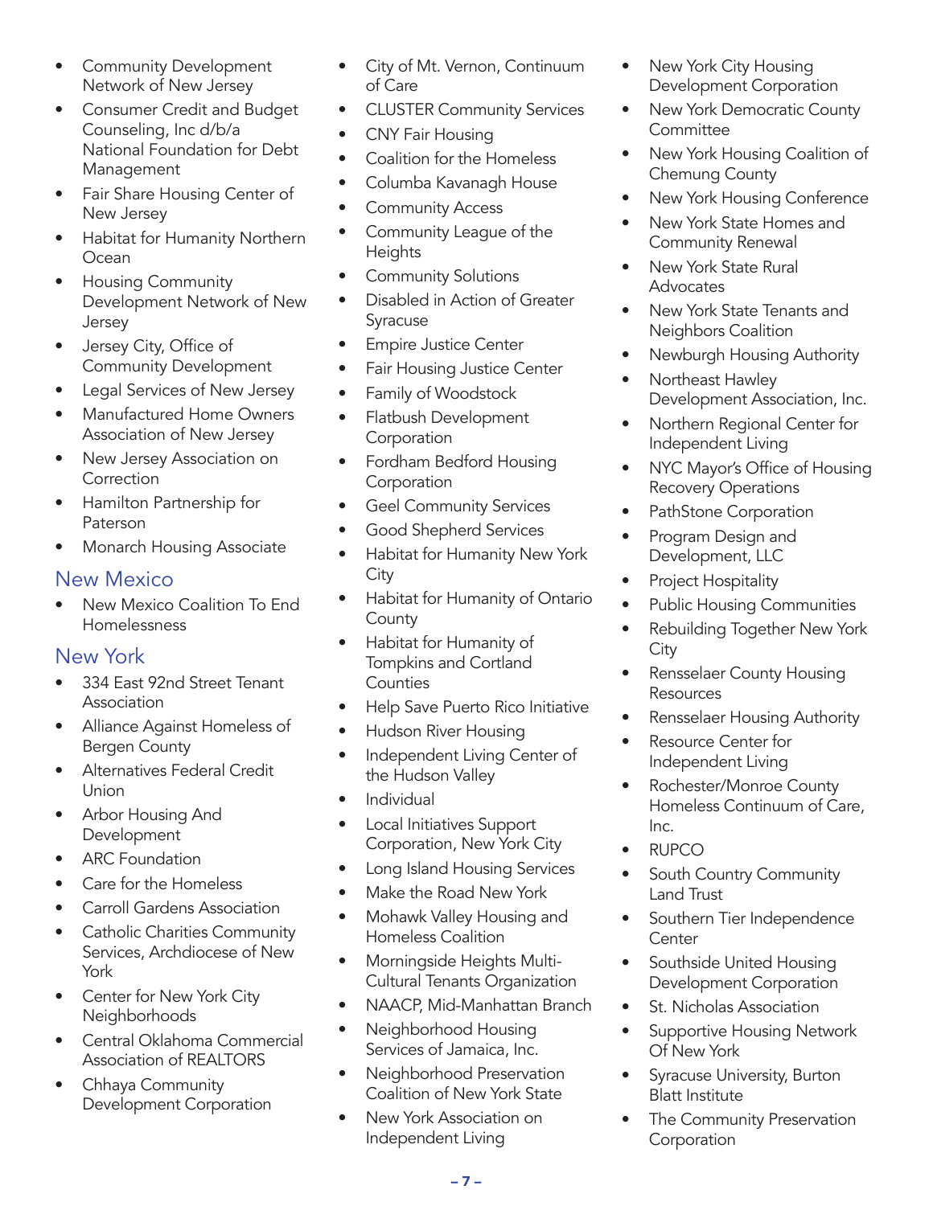- Community Development Network of New Jersey
- Consumer Credit and Budget Counseling, Inc d/b/a National Foundation for Debt Management
- Fair Share Housing Center of New Jersey
- Habitat for Humanity Northern Ocean
- Housing Community Development Network of New Jersey
- Jersey City, Office of Community Development
- Legal Services of New Jersey
- Manufactured Home Owners Association of New Jersey
- New Jersey Association on Correction
- Hamilton Partnership for Paterson
- Monarch Housing Associate

## New Mexico

- New Mexico Coalition To End Homelessness

## New York

- 334 East 92nd Street Tenant Association
- Alliance Against Homeless of Bergen County
- Alternatives Federal Credit Union
- Arbor Housing And Development
- ARC Foundation
- Care for the Homeless
- Carroll Gardens Association
- Catholic Charities Community Services, Archdiocese of New York
- Center for New York City Neighborhoods
- Central Oklahoma Commercial Association of REALTORS
- Chhaya Community Development Corporation
- City of Mt. Vernon, Continuum of Care
- CLUSTER Community Services
- CNY Fair Housing
- Coalition for the Homeless
- Columba Kavanagh House
- Community Access
- Community League of the Heights
- Community Solutions
- Disabled in Action of Greater Syracuse
- Empire Justice Center
- Fair Housing Justice Center
- Family of Woodstock
- Flatbush Development Corporation
- Fordham Bedford Housing Corporation
- Geel Community Services
- Good Shepherd Services
- Habitat for Humanity New York City
- Habitat for Humanity of Ontario County
- Habitat for Humanity of Tompkins and Cortland Counties
- Help Save Puerto Rico Initiative
- Hudson River Housing
- Independent Living Center of the Hudson Valley
- Individual
- Local Initiatives Support Corporation, New York City
- Long Island Housing Services
- Make the Road New York
- Mohawk Valley Housing and Homeless Coalition
- Morningside Heights Multi-Cultural Tenants Organization
- NAACP, Mid-Manhattan Branch
- Neighborhood Housing Services of Jamaica, Inc.
- Neighborhood Preservation Coalition of New York State
- New York Association on Independent Living
- New York City Housing Development Corporation
- New York Democratic County Committee
- New York Housing Coalition of Chemung County
- New York Housing Conference
- New York State Homes and Community Renewal
- New York State Rural Advocates
- New York State Tenants and Neighbors Coalition
- Newburgh Housing Authority
- Northeast Hawley Development Association, Inc.
- Northern Regional Center for Independent Living
- NYC Mayor's Office of Housing Recovery Operations
- PathStone Corporation
- Program Design and Development, LLC
- Project Hospitality
- Public Housing Communities
- Rebuilding Together New York City
- Rensselaer County Housing Resources
- Rensselaer Housing Authority
- Resource Center for Independent Living
- Rochester/Monroe County Homeless Continuum of Care, Inc.
- RUPCO
- South Country Community Land Trust
- Southern Tier Independence Center
- Southside United Housing Development Corporation
- St. Nicholas Association
- Supportive Housing Network Of New York
- Syracuse University, Burton Blatt Institute
- The Community Preservation Corporation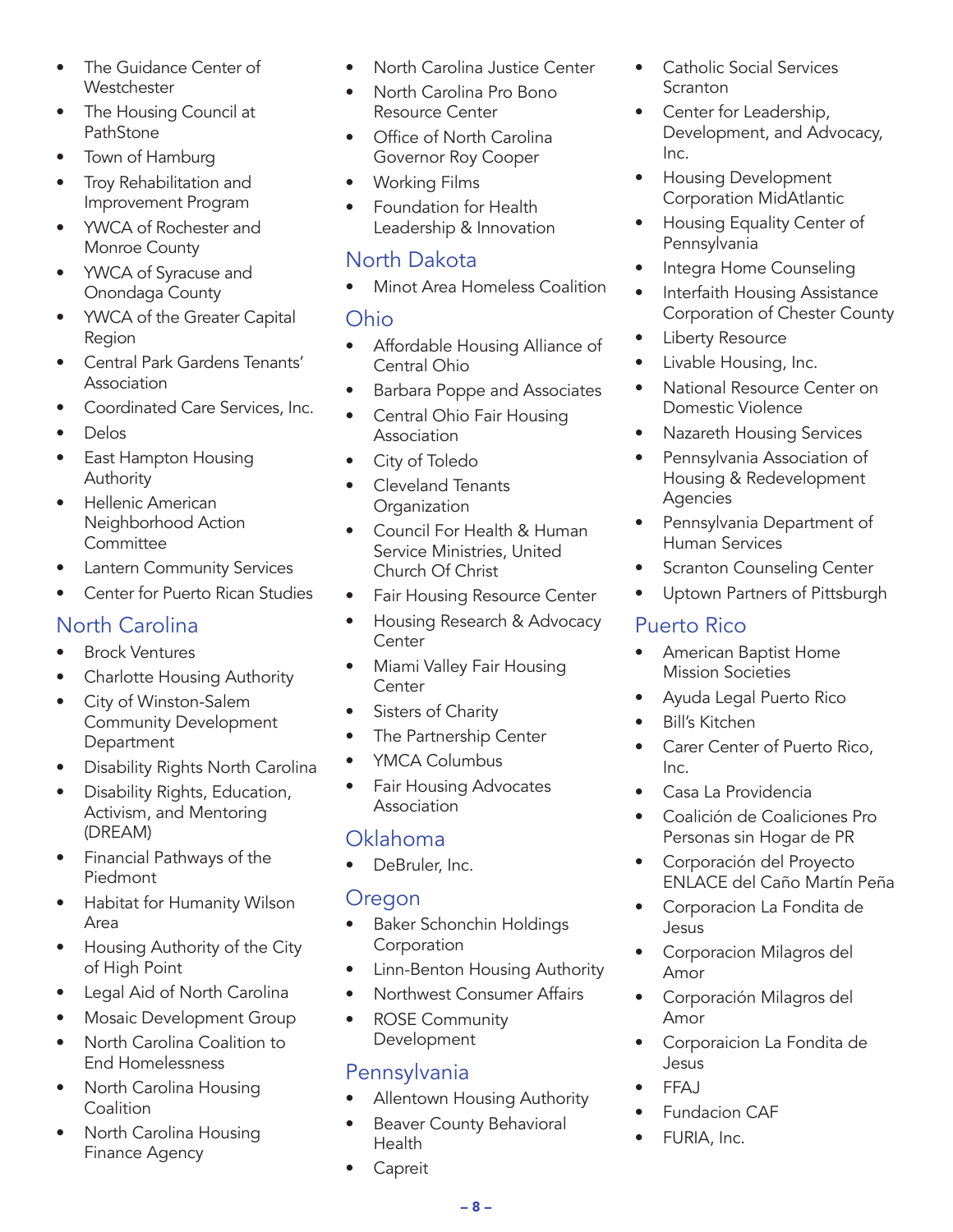- The Guidance Center of Westchester
- The Housing Council at PathStone
- Town of Hamburg
- Troy Rehabilitation and Improvement Program
- YWCA of Rochester and Monroe County
- YWCA of Syracuse and Onondaga County
- YWCA of the Greater Capital Region
- Central Park Gardens Tenants' Association
- Coordinated Care Services, Inc.
- Delos
- East Hampton Housing Authority
- Hellenic American Neighborhood Action Committee
- Lantern Community Services
- Center for Puerto Rican Studies

## North Carolina

- Brock Ventures
- Charlotte Housing Authority
- City of Winston-Salem Community Development Department
- Disability Rights North Carolina
- Disability Rights, Education, Activism, and Mentoring (DREAM)
- Financial Pathways of the Piedmont
- Habitat for Humanity Wilson Area
- Housing Authority of the City of High Point
- Legal Aid of North Carolina
- Mosaic Development Group
- North Carolina Coalition to End Homelessness
- North Carolina Housing Coalition
- North Carolina Housing Finance Agency
- North Carolina Justice Center
- North Carolina Pro Bono Resource Center
- Office of North Carolina Governor Roy Cooper
- Working Films
- Foundation for Health Leadership & Innovation

## North Dakota

- Minot Area Homeless Coalition

## Ohio

- Affordable Housing Alliance of Central Ohio
- Barbara Poppe and Associates
- Central Ohio Fair Housing Association
- City of Toledo
- Cleveland Tenants Organization
- Council For Health & Human Service Ministries, United Church Of Christ
- Fair Housing Resource Center
- Housing Research & Advocacy Center
- Miami Valley Fair Housing Center
- Sisters of Charity
- The Partnership Center
- YMCA Columbus
- Fair Housing Advocates Association

## Oklahoma

- DeBruler, Inc.

## Oregon

- Baker Schonchin Holdings Corporation
- Linn-Benton Housing Authority
- Northwest Consumer Affairs
- ROSE Community Development

## Pennsylvania

- Allentown Housing Authority
- Beaver County Behavioral Health
- Capreit
- Catholic Social Services Scranton
- Center for Leadership, Development, and Advocacy, Inc.
- Housing Development Corporation MidAtlantic
- Housing Equality Center of Pennsylvania
- Integra Home Counseling
- Interfaith Housing Assistance Corporation of Chester County
- Liberty Resource
- Livable Housing, Inc.
- National Resource Center on Domestic Violence
- Nazareth Housing Services
- Pennsylvania Association of Housing & Redevelopment Agencies
- Pennsylvania Department of Human Services
- Scranton Counseling Center
- Uptown Partners of Pittsburgh

## Puerto Rico

- American Baptist Home Mission Societies
- Ayuda Legal Puerto Rico
- Bill's Kitchen
- Carer Center of Puerto Rico, Inc.
- Casa La Providencia
- Coalición de Coaliciones Pro Personas sin Hogar de PR
- Corporación del Proyecto ENLACE del Caño Martín Peña
- Corporacion La Fondita de Jesus
- Corporacion Milagros del Amor
- Corporación Milagros del Amor
- Corporaicion La Fondita de Jesus
- FFAJ
- Fundacion CAF
- FURIA, Inc.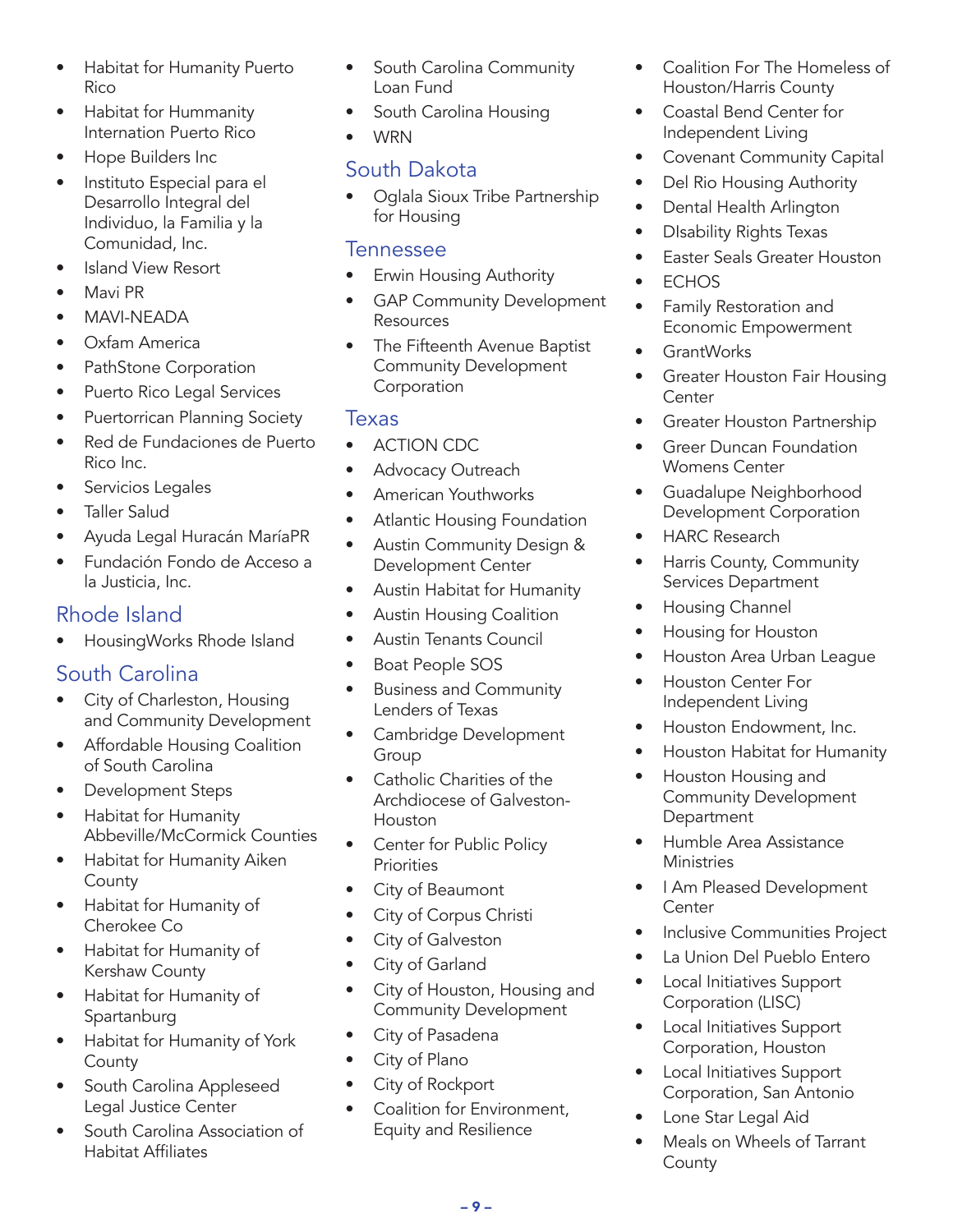- Habitat for Humanity Puerto Rico
- Habitat for Hummanity Internation Puerto Rico
- Hope Builders Inc
- Instituto Especial para el Desarrollo Integral del Individuo, la Familia y la Comunidad, Inc.
- Island View Resort
- Mavi PR
- MAVI-NEADA
- Oxfam America
- PathStone Corporation
- Puerto Rico Legal Services
- Puertorrican Planning Society
- Red de Fundaciones de Puerto Rico Inc.
- Servicios Legales
- Taller Salud
- Ayuda Legal Huracán MaríaPR
- Fundación Fondo de Acceso a la Justicia, Inc.

## Rhode Island

- HousingWorks Rhode Island

## South Carolina

- City of Charleston, Housing and Community Development
- Affordable Housing Coalition of South Carolina
- Development Steps
- Habitat for Humanity Abbeville/McCormick Counties
- Habitat for Humanity Aiken County
- Habitat for Humanity of Cherokee Co
- Habitat for Humanity of Kershaw County
- Habitat for Humanity of Spartanburg
- Habitat for Humanity of York County
- South Carolina Appleseed Legal Justice Center
- South Carolina Association of Habitat Affiliates
- South Carolina Community Loan Fund
- South Carolina Housing
- WRN

## South Dakota

- Oglala Sioux Tribe Partnership for Housing

## Tennessee

- Erwin Housing Authority
- GAP Community Development Resources
- The Fifteenth Avenue Baptist Community Development Corporation

## Texas

- ACTION CDC
- Advocacy Outreach
- American Youthworks
- Atlantic Housing Foundation
- Austin Community Design & Development Center
- Austin Habitat for Humanity
- Austin Housing Coalition
- Austin Tenants Council
- Boat People SOS
- Business and Community Lenders of Texas
- Cambridge Development Group
- Catholic Charities of the Archdiocese of Galveston-Houston
- Center for Public Policy Priorities
- City of Beaumont
- City of Corpus Christi
- City of Galveston
- City of Garland
- City of Houston, Housing and Community Development
- City of Pasadena
- City of Plano
- City of Rockport
- Coalition for Environment, Equity and Resilience
- Coalition For The Homeless of Houston/Harris County
- Coastal Bend Center for Independent Living
- Covenant Community Capital
- Del Rio Housing Authority
- Dental Health Arlington
- DIsability Rights Texas
- Easter Seals Greater Houston
- ECHOS
- Family Restoration and Economic Empowerment
- GrantWorks
- Greater Houston Fair Housing Center
- Greater Houston Partnership
- Greer Duncan Foundation Womens Center
- Guadalupe Neighborhood Development Corporation
- HARC Research
- Harris County, Community Services Department
- Housing Channel
- Housing for Houston
- Houston Area Urban League
- Houston Center For Independent Living
- Houston Endowment, Inc.
- Houston Habitat for Humanity
- Houston Housing and Community Development Department
- Humble Area Assistance Ministries
- I Am Pleased Development Center
- Inclusive Communities Project
- La Union Del Pueblo Entero
- Local Initiatives Support Corporation (LISC)
- Local Initiatives Support Corporation, Houston
- Local Initiatives Support Corporation, San Antonio
- Lone Star Legal Aid
- Meals on Wheels of Tarrant County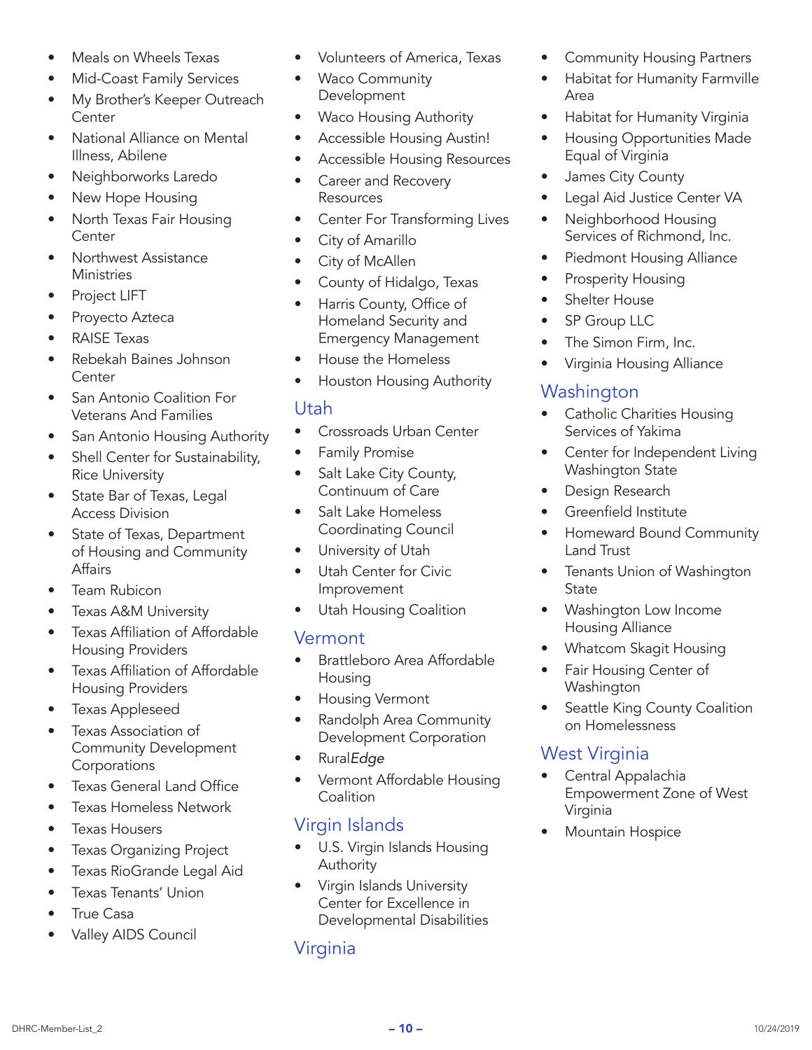- Meals on Wheels Texas
- Mid-Coast Family Services
- My Brother's Keeper Outreach Center
- National Alliance on Mental Illness, Abilene
- Neighborworks Laredo
- New Hope Housing
- North Texas Fair Housing Center
- Northwest Assistance Ministries
- Project LIFT
- Proyecto Azteca
- RAISE Texas
- Rebekah Baines Johnson Center
- San Antonio Coalition For Veterans And Families
- San Antonio Housing Authority
- Shell Center for Sustainability, Rice University
- State Bar of Texas, Legal Access Division
- State of Texas, Department of Housing and Community Affairs
- Team Rubicon
- Texas A&M University
- Texas Affiliation of Affordable Housing Providers
- Texas Affiliation of Affordable Housing Providers
- Texas Appleseed
- Texas Association of Community Development Corporations
- Texas General Land Office
- Texas Homeless Network
- Texas Housers
- Texas Organizing Project
- Texas RioGrande Legal Aid
- Texas Tenants' Union
- True Casa
- Valley AIDS Council
- Volunteers of America, Texas
- Waco Community Development
- Waco Housing Authority
- Accessible Housing Austin!
- Accessible Housing Resources
- Career and Recovery Resources
- Center For Transforming Lives
- City of Amarillo
- City of McAllen
- County of Hidalgo, Texas
- Harris County, Office of Homeland Security and Emergency Management
- House the Homeless
- Houston Housing Authority

## Utah

- Crossroads Urban Center
- Family Promise
- Salt Lake City County, Continuum of Care
- Salt Lake Homeless Coordinating Council
- University of Utah
- Utah Center for Civic Improvement
- Utah Housing Coalition

## Vermont

- Brattleboro Area Affordable Housing
- Housing Vermont
- Randolph Area Community Development Corporation
- Rural*Edge*
- Vermont Affordable Housing Coalition

## Virgin Islands

- U.S. Virgin Islands Housing Authority
- Virgin Islands University Center for Excellence in Developmental Disabilities

## Virginia

- Community Housing Partners
- Habitat for Humanity Farmville Area
- Habitat for Humanity Virginia
- Housing Opportunities Made Equal of Virginia
- James City County
- Legal Aid Justice Center VA
- Neighborhood Housing Services of Richmond, Inc.
- Piedmont Housing Alliance
- Prosperity Housing
- Shelter House
- SP Group LLC
- The Simon Firm, Inc.
- Virginia Housing Alliance

## Washington

- Catholic Charities Housing Services of Yakima
- Center for Independent Living Washington State
- Design Research
- Greenfield Institute
- Homeward Bound Community Land Trust
- Tenants Union of Washington State
- Washington Low Income Housing Alliance
- Whatcom Skagit Housing
- Fair Housing Center of Washington
- Seattle King County Coalition on Homelessness

## West Virginia

- Central Appalachia Empowerment Zone of West Virginia
- Mountain Hospice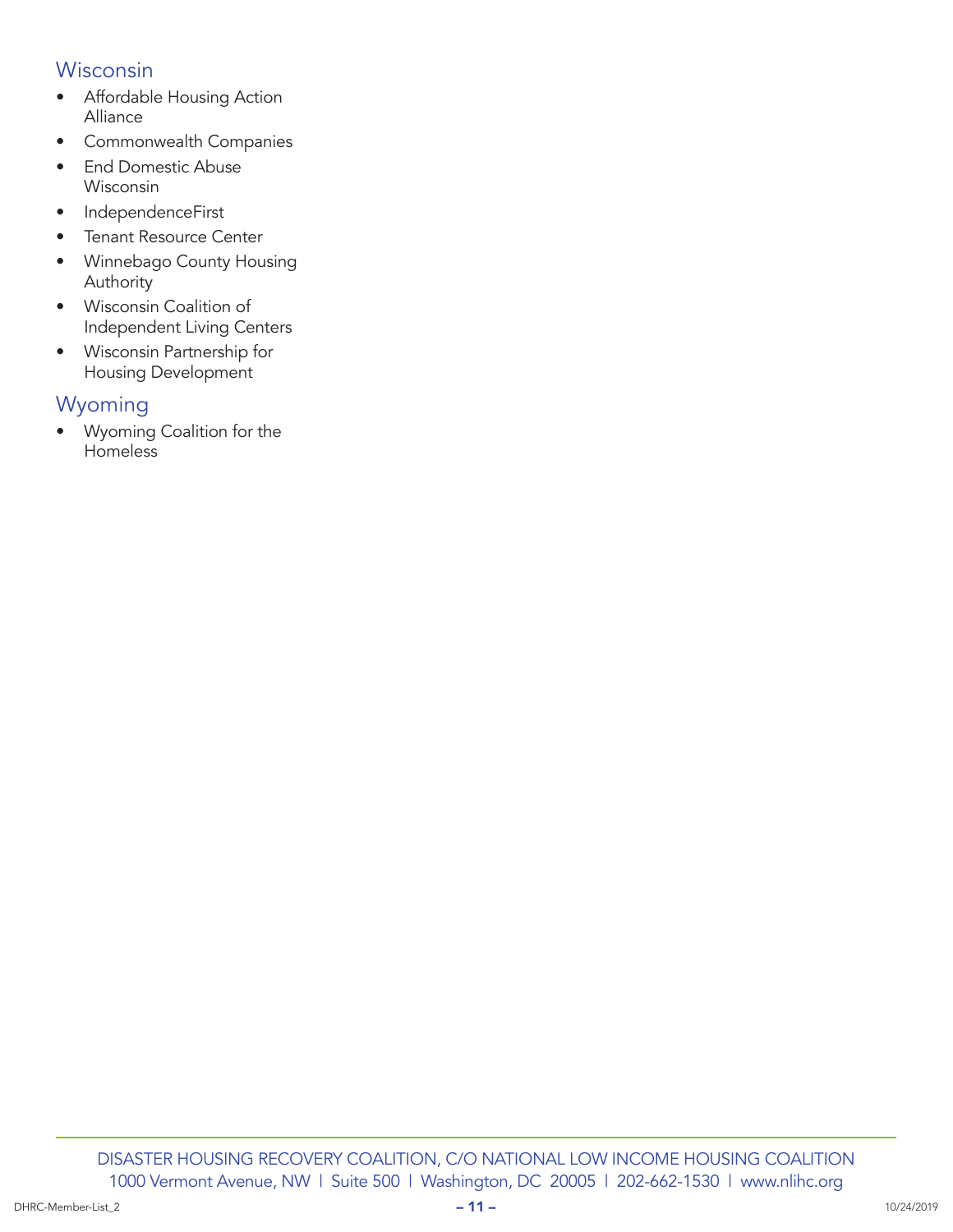## Wisconsin

- Affordable Housing Action Alliance
- Commonwealth Companies
- End Domestic Abuse Wisconsin
- IndependenceFirst
- Tenant Resource Center
- Winnebago County Housing Authority
- Wisconsin Coalition of Independent Living Centers
- Wisconsin Partnership for Housing Development

## Wyoming

- Wyoming Coalition for the Homeless